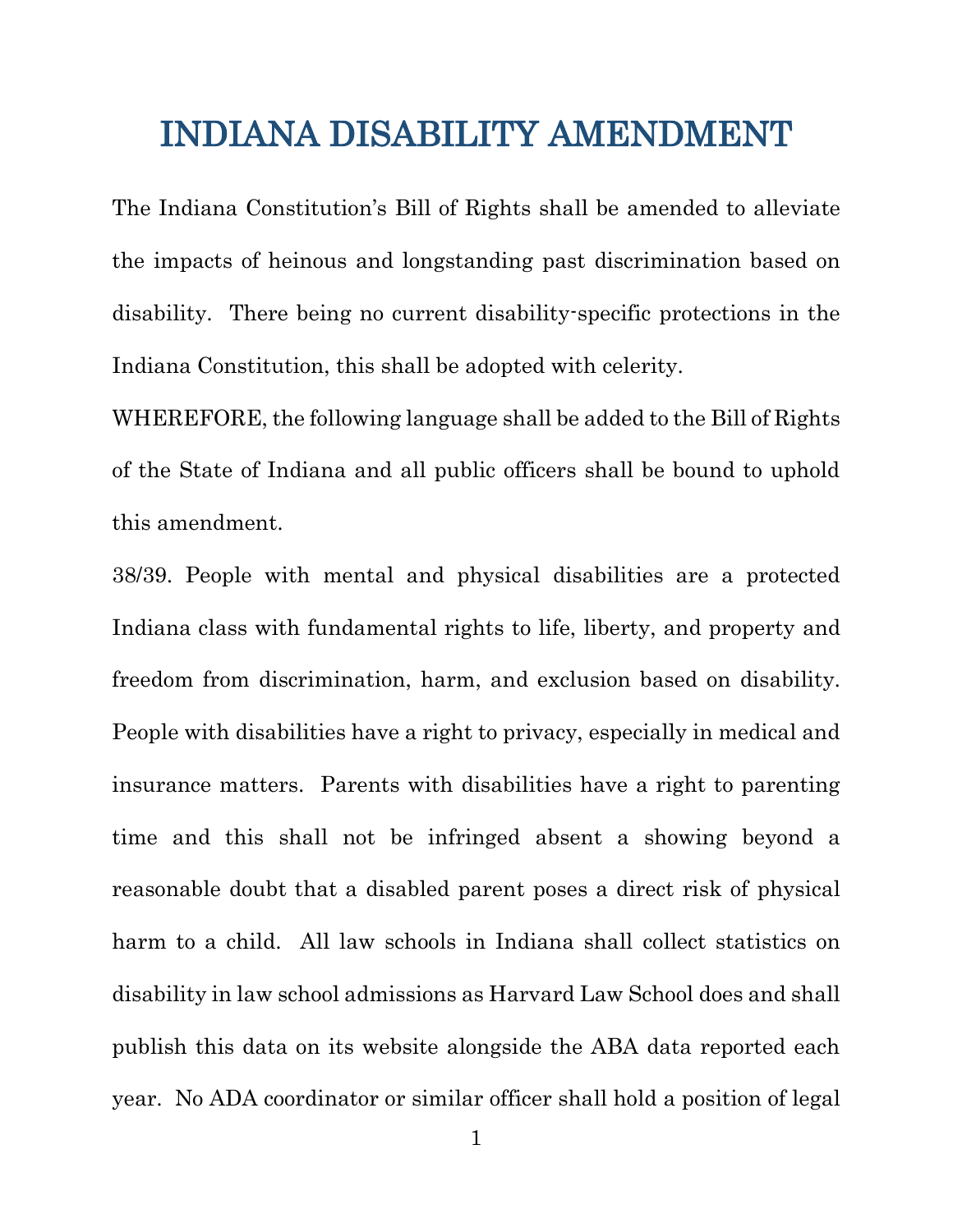# INDIANA DISABILITY AMENDMENT

The Indiana Constitution's Bill of Rights shall be amended to alleviate the impacts of heinous and longstanding past discrimination based on disability. There being no current disability-specific protections in the Indiana Constitution, this shall be adopted with celerity.

WHEREFORE, the following language shall be added to the Bill of Rights of the State of Indiana and all public officers shall be bound to uphold this amendment.

38/39. People with mental and physical disabilities are a protected Indiana class with fundamental rights to life, liberty, and property and freedom from discrimination, harm, and exclusion based on disability. People with disabilities have a right to privacy, especially in medical and insurance matters. Parents with disabilities have a right to parenting time and this shall not be infringed absent a showing beyond a reasonable doubt that a disabled parent poses a direct risk of physical harm to a child. All law schools in Indiana shall collect statistics on disability in law school admissions as Harvard Law School does and shall publish this data on its website alongside the ABA data reported each year. No ADA coordinator or similar officer shall hold a position of legal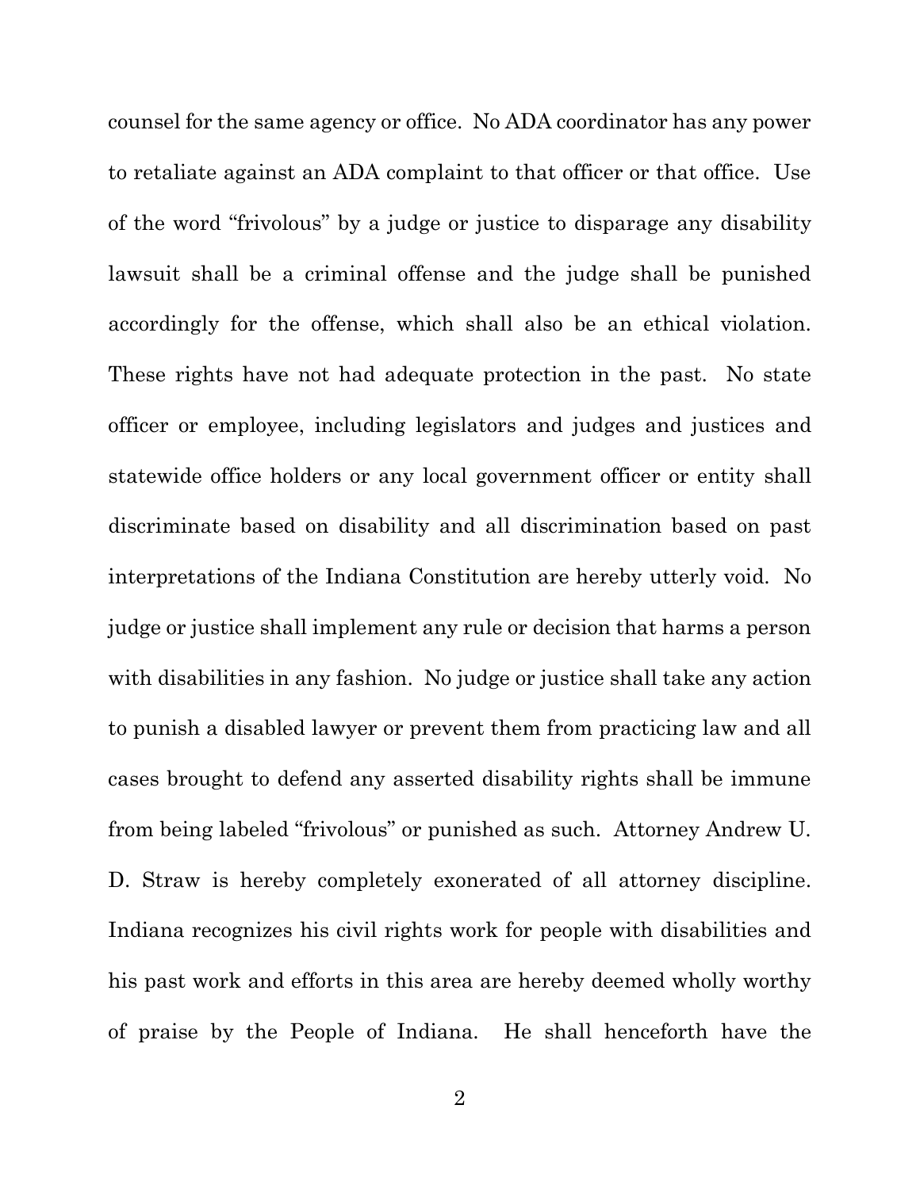counsel for the same agency or office. No ADA coordinator has any power to retaliate against an ADA complaint to that officer or that office. Use of the word "frivolous" by a judge or justice to disparage any disability lawsuit shall be a criminal offense and the judge shall be punished accordingly for the offense, which shall also be an ethical violation. These rights have not had adequate protection in the past. No state officer or employee, including legislators and judges and justices and statewide office holders or any local government officer or entity shall discriminate based on disability and all discrimination based on past interpretations of the Indiana Constitution are hereby utterly void. No judge or justice shall implement any rule or decision that harms a person with disabilities in any fashion. No judge or justice shall take any action to punish a disabled lawyer or prevent them from practicing law and all cases brought to defend any asserted disability rights shall be immune from being labeled "frivolous" or punished as such. Attorney Andrew U. D. Straw is hereby completely exonerated of all attorney discipline. Indiana recognizes his civil rights work for people with disabilities and his past work and efforts in this area are hereby deemed wholly worthy of praise by the People of Indiana. He shall henceforth have the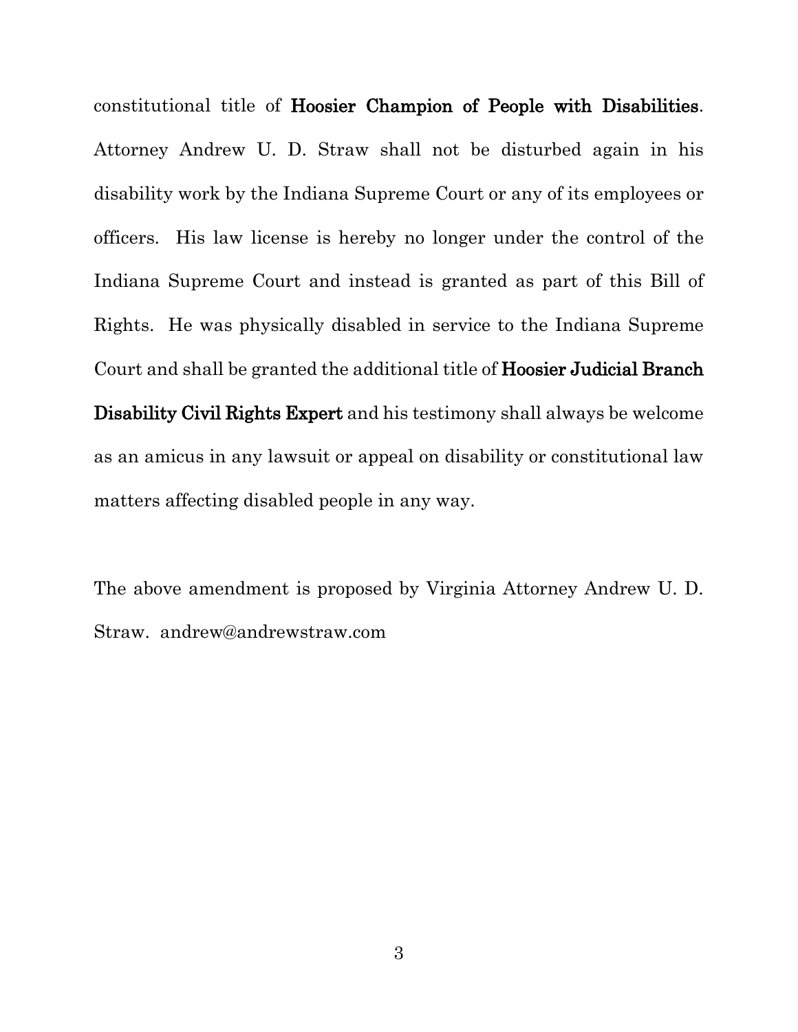constitutional title of **Hoosier Champion of People with Disabilities**. Attorney Andrew U. D. Straw shall not be disturbed again in his disability work by the Indiana Supreme Court or any of its employees or officers. His law license is hereby no longer under the control of the Indiana Supreme Court and instead is granted as part of this Bill of Rights. He was physically disabled in service to the Indiana Supreme Court and shall be granted the additional title of **Hoosier Judicial Branch Disability Civil Rights Expert** and his testimony shall always be welcome as an amicus in any lawsuit or appeal on disability or constitutional law matters affecting disabled people in any way.

The above amendment is proposed by Virginia Attorney Andrew U. D. Straw. andrew@andrewstraw.com